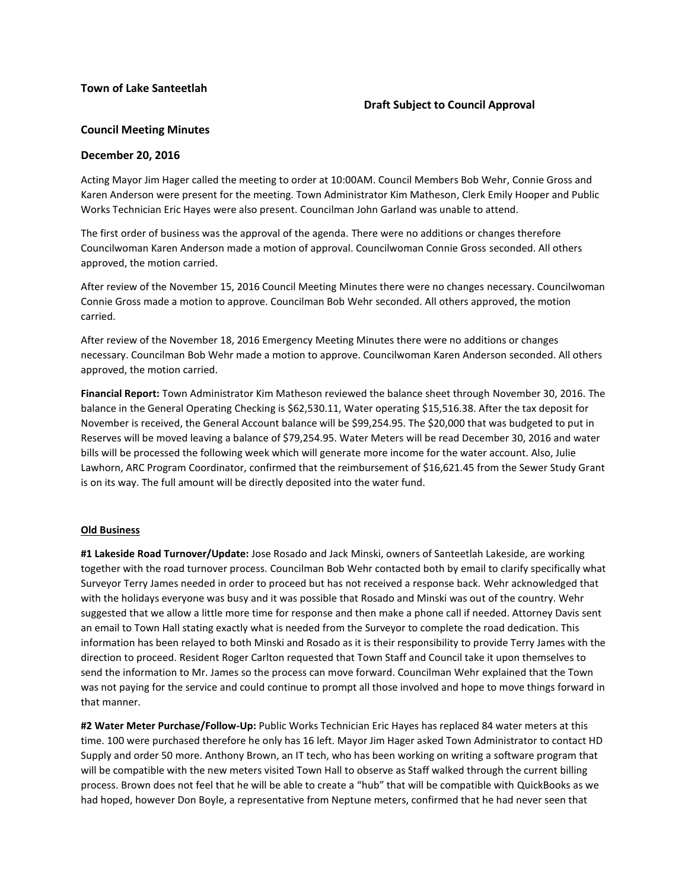**Town of Lake Santeetlah**

**Draft Subject to Council Approval**

## Council Meeting Minutes

## December 20, 2016

Acting Mayor Jim Hager called the meeting to order at 10:00AM. Council Members Bob Wehr, Connie Gross and Karen Anderson were present for the meeting. Town Administrator Kim Matheson, Clerk Emily Hooper and Public Works Technician Eric Hayes were also present. Councilman John Garland was unable to attend.

The first order of business was the approval of the agenda. There were no additions or changes therefore Councilwoman Karen Anderson made a motion of approval. Councilwoman Connie Gross seconded. All others approved, the motion carried.

After review of the November 15, 2016 Council Meeting Minutes there were no changes necessary. Councilwoman Connie Gross made a motion to approve. Councilman Bob Wehr seconded. All others approved, the motion carried.

After review of the November 18, 2016 Emergency Meeting Minutes there were no additions or changes necessary. Councilman Bob Wehr made a motion to approve. Councilwoman Karen Anderson seconded. All others approved, the motion carried.

**Financial Report:** Town Administrator Kim Matheson reviewed the balance sheet through November 30, 2016. The balance in the General Operating Checking is $62,530.11, Water operating $15,516.38. After the tax deposit for November is received, the General Account balance will be $99,254.95. The $20,000 that was budgeted to put in Reserves will be moved leaving a balance of $79,254.95. Water Meters will be read December 30, 2016 and water bills will be processed the following week which will generate more income for the water account. Also, Julie Lawhorn, ARC Program Coordinator, confirmed that the reimbursement of $16,621.45 from the Sewer Study Grant is on its way. The full amount will be directly deposited into the water fund.

**Old Business**

**#1 Lakeside Road Turnover/Update:** Jose Rosado and Jack Minski, owners of Santeetlah Lakeside, are working together with the road turnover process. Councilman Bob Wehr contacted both by email to clarify specifically what Surveyor Terry James needed in order to proceed but has not received a response back. Wehr acknowledged that with the holidays everyone was busy and it was possible that Rosado and Minski was out of the country. Wehr suggested that we allow a little more time for response and then make a phone call if needed. Attorney Davis sent an email to Town Hall stating exactly what is needed from the Surveyor to complete the road dedication. This information has been relayed to both Minski and Rosado as it is their responsibility to provide Terry James with the direction to proceed. Resident Roger Carlton requested that Town Staff and Council take it upon themselves to send the information to Mr. James so the process can move forward. Councilman Wehr explained that the Town was not paying for the service and could continue to prompt all those involved and hope to move things forward in that manner.

**#2 Water Meter Purchase/Follow-Up:** Public Works Technician Eric Hayes has replaced 84 water meters at this time. 100 were purchased therefore he only has 16 left. Mayor Jim Hager asked Town Administrator to contact HD Supply and order 50 more. Anthony Brown, an IT tech, who has been working on writing a software program that will be compatible with the new meters visited Town Hall to observe as Staff walked through the current billing process. Brown does not feel that he will be able to create a "hub" that will be compatible with QuickBooks as we had hoped, however Don Boyle, a representative from Neptune meters, confirmed that he had never seen that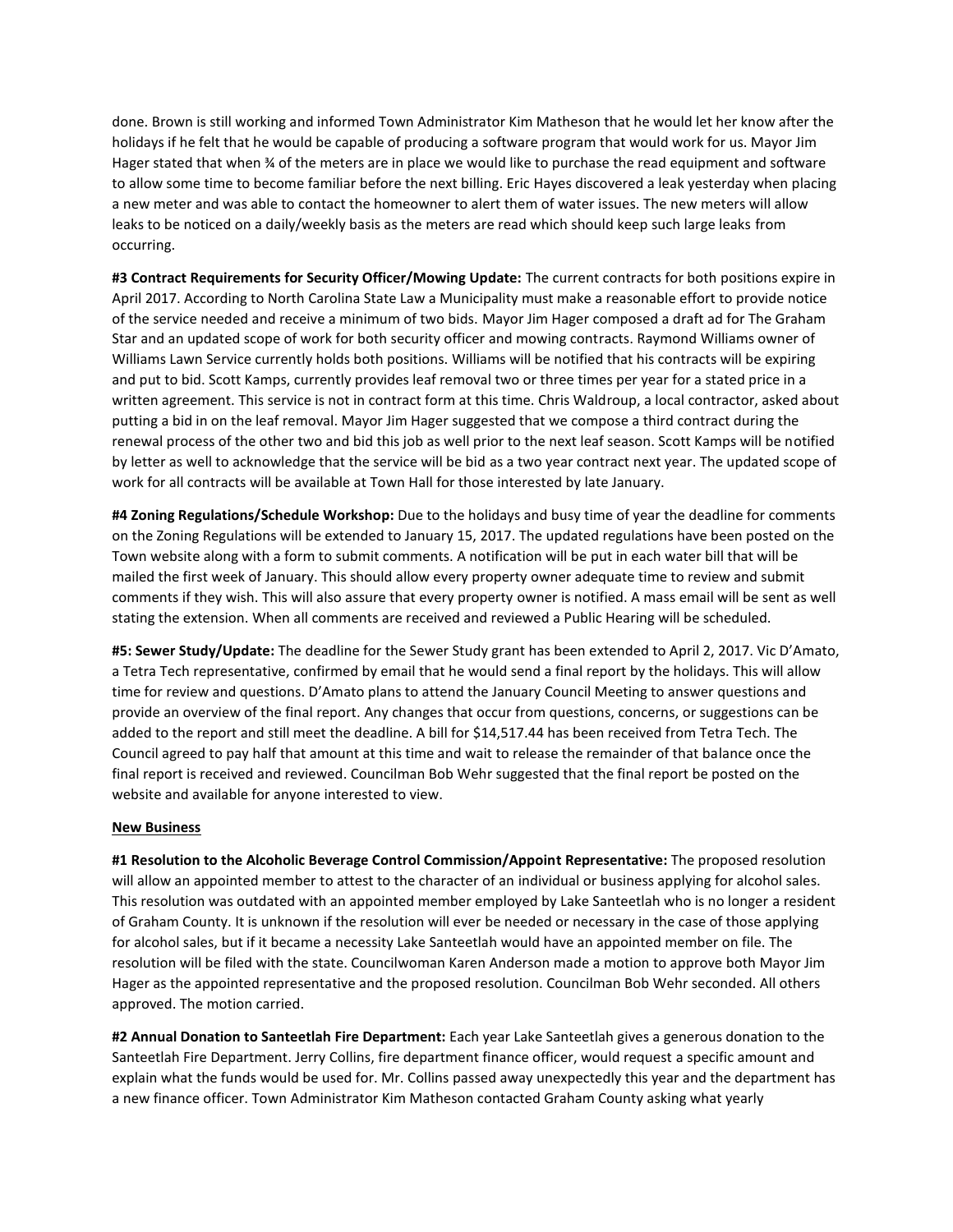done. Brown is still working and informed Town Administrator Kim Matheson that he would let her know after the holidays if he felt that he would be capable of producing a software program that would work for us. Mayor Jim Hager stated that when ¾ of the meters are in place we would like to purchase the read equipment and software to allow some time to become familiar before the next billing. Eric Hayes discovered a leak yesterday when placing a new meter and was able to contact the homeowner to alert them of water issues. The new meters will allow leaks to be noticed on a daily/weekly basis as the meters are read which should keep such large leaks from occurring.

**#3 Contract Requirements for Security Officer/Mowing Update:** The current contracts for both positions expire in April 2017. According to North Carolina State Law a Municipality must make a reasonable effort to provide notice of the service needed and receive a minimum of two bids. Mayor Jim Hager composed a draft ad for The Graham Star and an updated scope of work for both security officer and mowing contracts. Raymond Williams owner of Williams Lawn Service currently holds both positions. Williams will be notified that his contracts will be expiring and put to bid. Scott Kamps, currently provides leaf removal two or three times per year for a stated price in a written agreement. This service is not in contract form at this time. Chris Waldroup, a local contractor, asked about putting a bid in on the leaf removal. Mayor Jim Hager suggested that we compose a third contract during the renewal process of the other two and bid this job as well prior to the next leaf season. Scott Kamps will be notified by letter as well to acknowledge that the service will be bid as a two year contract next year. The updated scope of work for all contracts will be available at Town Hall for those interested by late January.

**#4 Zoning Regulations/Schedule Workshop:** Due to the holidays and busy time of year the deadline for comments on the Zoning Regulations will be extended to January 15, 2017. The updated regulations have been posted on the Town website along with a form to submit comments. A notification will be put in each water bill that will be mailed the first week of January. This should allow every property owner adequate time to review and submit comments if they wish. This will also assure that every property owner is notified. A mass email will be sent as well stating the extension. When all comments are received and reviewed a Public Hearing will be scheduled.

**#5: Sewer Study/Update:** The deadline for the Sewer Study grant has been extended to April 2, 2017. Vic D'Amato, a Tetra Tech representative, confirmed by email that he would send a final report by the holidays. This will allow time for review and questions. D'Amato plans to attend the January Council Meeting to answer questions and provide an overview of the final report. Any changes that occur from questions, concerns, or suggestions can be added to the report and still meet the deadline. A bill for $14,517.44 has been received from Tetra Tech. The Council agreed to pay half that amount at this time and wait to release the remainder of that balance once the final report is received and reviewed. Councilman Bob Wehr suggested that the final report be posted on the website and available for anyone interested to view.

## New Business

**#1 Resolution to the Alcoholic Beverage Control Commission/Appoint Representative:** The proposed resolution will allow an appointed member to attest to the character of an individual or business applying for alcohol sales. This resolution was outdated with an appointed member employed by Lake Santeetlah who is no longer a resident of Graham County. It is unknown if the resolution will ever be needed or necessary in the case of those applying for alcohol sales, but if it became a necessity Lake Santeetlah would have an appointed member on file. The resolution will be filed with the state. Councilwoman Karen Anderson made a motion to approve both Mayor Jim Hager as the appointed representative and the proposed resolution. Councilman Bob Wehr seconded. All others approved. The motion carried.

**#2 Annual Donation to Santeetlah Fire Department:** Each year Lake Santeetlah gives a generous donation to the Santeetlah Fire Department. Jerry Collins, fire department finance officer, would request a specific amount and explain what the funds would be used for. Mr. Collins passed away unexpectedly this year and the department has a new finance officer. Town Administrator Kim Matheson contacted Graham County asking what yearly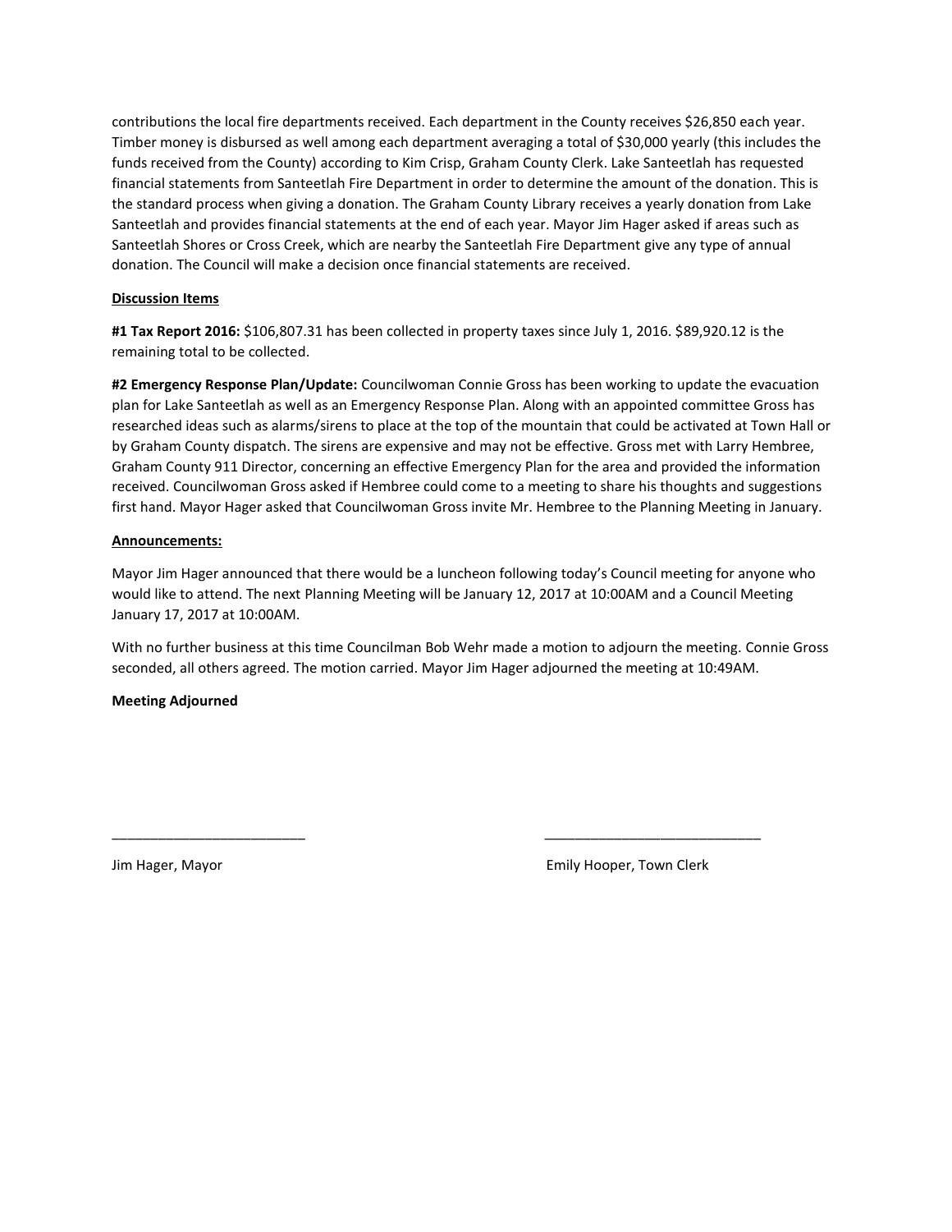contributions the local fire departments received. Each department in the County receives $26,850 each year. Timber money is disbursed as well among each department averaging a total of $30,000 yearly (this includes the funds received from the County) according to Kim Crisp, Graham County Clerk. Lake Santeetlah has requested financial statements from Santeetlah Fire Department in order to determine the amount of the donation. This is the standard process when giving a donation. The Graham County Library receives a yearly donation from Lake Santeetlah and provides financial statements at the end of each year. Mayor Jim Hager asked if areas such as Santeetlah Shores or Cross Creek, which are nearby the Santeetlah Fire Department give any type of annual donation. The Council will make a decision once financial statements are received.

**Discussion Items**

**#1 Tax Report 2016:** $106,807.31 has been collected in property taxes since July 1, 2016. $89,920.12 is the remaining total to be collected.

**#2 Emergency Response Plan/Update:** Councilwoman Connie Gross has been working to update the evacuation plan for Lake Santeetlah as well as an Emergency Response Plan. Along with an appointed committee Gross has researched ideas such as alarms/sirens to place at the top of the mountain that could be activated at Town Hall or by Graham County dispatch. The sirens are expensive and may not be effective. Gross met with Larry Hembree, Graham County 911 Director, concerning an effective Emergency Plan for the area and provided the information received. Councilwoman Gross asked if Hembree could come to a meeting to share his thoughts and suggestions first hand. Mayor Hager asked that Councilwoman Gross invite Mr. Hembree to the Planning Meeting in January.

**Announcements:**

Mayor Jim Hager announced that there would be a luncheon following today's Council meeting for anyone who would like to attend. The next Planning Meeting will be January 12, 2017 at 10:00AM and a Council Meeting January 17, 2017 at 10:00AM.

With no further business at this time Councilman Bob Wehr made a motion to adjourn the meeting. Connie Gross seconded, all others agreed. The motion carried. Mayor Jim Hager adjourned the meeting at 10:49AM.

**Meeting Adjourned**

\_\_\_\_\_\_\_\_\_\_\_\_\_\_\_\_\_\_\_\_\_\_\_\_\_\_

Jim Hager, Mayor

\_\_\_\_\_\_\_\_\_\_\_\_\_\_\_\_\_\_\_\_\_\_\_\_\_\_

Emily Hooper, Town Clerk